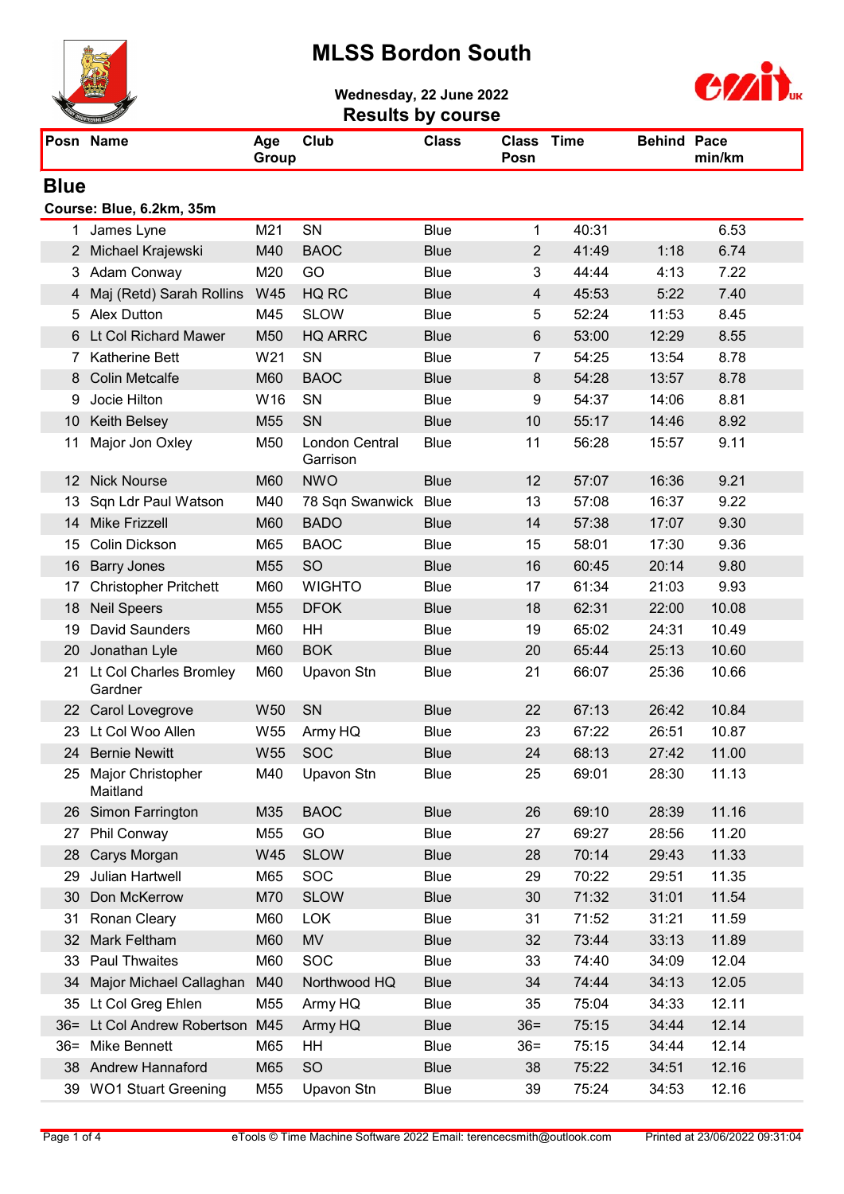# MLSS Bordon South

**Wednesday, 22 June 2022**

**Results by course**

## Blue

**Course: Blue, 6.2km, 35m**

| Posn | Name | Age Group | Club | Class | Class Posn | Time | Behind | Pace min/km |
|---|---|---|---|---|---|---|---|---|
| 1 | James Lyne | M21 | SN | Blue | 1 | 40:31 | | 6.53 |
| 2 | Michael Krajewski | M40 | BAOC | Blue | 2 | 41:49 | 1:18 | 6.74 |
| 3 | Adam Conway | M20 | GO | Blue | 3 | 44:44 | 4:13 | 7.22 |
| 4 | Maj (Retd) Sarah Rollins | W45 | HQ RC | Blue | 4 | 45:53 | 5:22 | 7.40 |
| 5 | Alex Dutton | M45 | SLOW | Blue | 5 | 52:24 | 11:53 | 8.45 |
| 6 | Lt Col Richard Mawer | M50 | HQ ARRC | Blue | 6 | 53:00 | 12:29 | 8.55 |
| 7 | Katherine Bett | W21 | SN | Blue | 7 | 54:25 | 13:54 | 8.78 |
| 8 | Colin Metcalfe | M60 | BAOC | Blue | 8 | 54:28 | 13:57 | 8.78 |
| 9 | Jocie Hilton | W16 | SN | Blue | 9 | 54:37 | 14:06 | 8.81 |
| 10 | Keith Belsey | M55 | SN | Blue | 10 | 55:17 | 14:46 | 8.92 |
| 11 | Major Jon Oxley | M50 | London Central Garrison | Blue | 11 | 56:28 | 15:57 | 9.11 |
| 12 | Nick Nourse | M60 | NWO | Blue | 12 | 57:07 | 16:36 | 9.21 |
| 13 | Sqn Ldr Paul Watson | M40 | 78 Sqn Swanwick | Blue | 13 | 57:08 | 16:37 | 9.22 |
| 14 | Mike Frizzell | M60 | BADO | Blue | 14 | 57:38 | 17:07 | 9.30 |
| 15 | Colin Dickson | M65 | BAOC | Blue | 15 | 58:01 | 17:30 | 9.36 |
| 16 | Barry Jones | M55 | SO | Blue | 16 | 60:45 | 20:14 | 9.80 |
| 17 | Christopher Pritchett | M60 | WIGHTO | Blue | 17 | 61:34 | 21:03 | 9.93 |
| 18 | Neil Speers | M55 | DFOK | Blue | 18 | 62:31 | 22:00 | 10.08 |
| 19 | David Saunders | M60 | HH | Blue | 19 | 65:02 | 24:31 | 10.49 |
| 20 | Jonathan Lyle | M60 | BOK | Blue | 20 | 65:44 | 25:13 | 10.60 |
| 21 | Lt Col Charles Bromley Gardner | M60 | Upavon Stn | Blue | 21 | 66:07 | 25:36 | 10.66 |
| 22 | Carol Lovegrove | W50 | SN | Blue | 22 | 67:13 | 26:42 | 10.84 |
| 23 | Lt Col Woo Allen | W55 | Army HQ | Blue | 23 | 67:22 | 26:51 | 10.87 |
| 24 | Bernie Newitt | W55 | SOC | Blue | 24 | 68:13 | 27:42 | 11.00 |
| 25 | Major Christopher Maitland | M40 | Upavon Stn | Blue | 25 | 69:01 | 28:30 | 11.13 |
| 26 | Simon Farrington | M35 | BAOC | Blue | 26 | 69:10 | 28:39 | 11.16 |
| 27 | Phil Conway | M55 | GO | Blue | 27 | 69:27 | 28:56 | 11.20 |
| 28 | Carys Morgan | W45 | SLOW | Blue | 28 | 70:14 | 29:43 | 11.33 |
| 29 | Julian Hartwell | M65 | SOC | Blue | 29 | 70:22 | 29:51 | 11.35 |
| 30 | Don McKerrow | M70 | SLOW | Blue | 30 | 71:32 | 31:01 | 11.54 |
| 31 | Ronan Cleary | M60 | LOK | Blue | 31 | 71:52 | 31:21 | 11.59 |
| 32 | Mark Feltham | M60 | MV | Blue | 32 | 73:44 | 33:13 | 11.89 |
| 33 | Paul Thwaites | M60 | SOC | Blue | 33 | 74:40 | 34:09 | 12.04 |
| 34 | Major Michael Callaghan | M40 | Northwood HQ | Blue | 34 | 74:44 | 34:13 | 12.05 |
| 35 | Lt Col Greg Ehlen | M55 | Army HQ | Blue | 35 | 75:04 | 34:33 | 12.11 |
| 36= | Lt Col Andrew Robertson | M45 | Army HQ | Blue | 36= | 75:15 | 34:44 | 12.14 |
| 36= | Mike Bennett | M65 | HH | Blue | 36= | 75:15 | 34:44 | 12.14 |
| 38 | Andrew Hannaford | M65 | SO | Blue | 38 | 75:22 | 34:51 | 12.16 |
| 39 | WO1 Stuart Greening | M55 | Upavon Stn | Blue | 39 | 75:24 | 34:53 | 12.16 |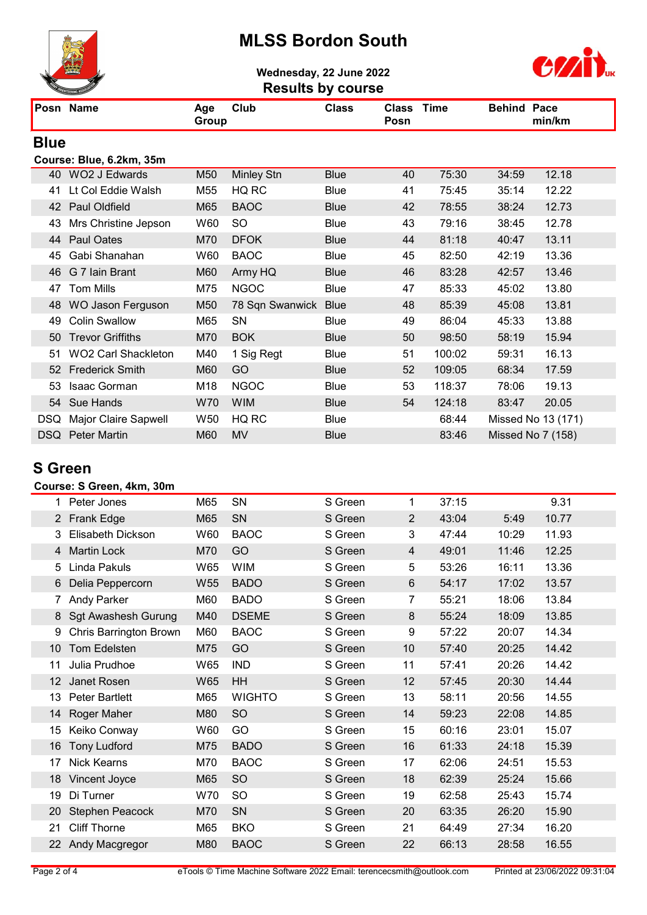# MLSS Bordon South

**Wednesday, 22 June 2022**

**Results by course**

## Blue

**Course: Blue, 6.2km, 35m**

| Posn | Name | Age Group | Club | Class | Class Posn | Time | Behind | Pace min/km |
|---|---|---|---|---|---|---|---|---|
| 40 | WO2 J Edwards | M50 | Minley Stn | Blue | 40 | 75:30 | 34:59 | 12.18 |
| 41 | Lt Col Eddie Walsh | M55 | HQ RC | Blue | 41 | 75:45 | 35:14 | 12.22 |
| 42 | Paul Oldfield | M65 | BAOC | Blue | 42 | 78:55 | 38:24 | 12.73 |
| 43 | Mrs Christine Jepson | W60 | SO | Blue | 43 | 79:16 | 38:45 | 12.78 |
| 44 | Paul Oates | M70 | DFOK | Blue | 44 | 81:18 | 40:47 | 13.11 |
| 45 | Gabi Shanahan | W60 | BAOC | Blue | 45 | 82:50 | 42:19 | 13.36 |
| 46 | G 7 Iain Brant | M60 | Army HQ | Blue | 46 | 83:28 | 42:57 | 13.46 |
| 47 | Tom Mills | M75 | NGOC | Blue | 47 | 85:33 | 45:02 | 13.80 |
| 48 | WO Jason Ferguson | M50 | 78 Sqn Swanwick | Blue | 48 | 85:39 | 45:08 | 13.81 |
| 49 | Colin Swallow | M65 | SN | Blue | 49 | 86:04 | 45:33 | 13.88 |
| 50 | Trevor Griffiths | M70 | BOK | Blue | 50 | 98:50 | 58:19 | 15.94 |
| 51 | WO2 Carl Shackleton | M40 | 1 Sig Regt | Blue | 51 | 100:02 | 59:31 | 16.13 |
| 52 | Frederick Smith | M60 | GO | Blue | 52 | 109:05 | 68:34 | 17.59 |
| 53 | Isaac Gorman | M18 | NGOC | Blue | 53 | 118:37 | 78:06 | 19.13 |
| 54 | Sue Hands | W70 | WIM | Blue | 54 | 124:18 | 83:47 | 20.05 |
| DSQ | Major Claire Sapwell | W50 | HQ RC | Blue | | 68:44 | Missed No 13 (171) | |
| DSQ | Peter Martin | M60 | MV | Blue | | 83:46 | Missed No 7 (158) | |

## S Green

**Course: S Green, 4km, 30m**

| Posn | Name | Age Group | Club | Class | Class Posn | Time | Behind | Pace min/km |
|---|---|---|---|---|---|---|---|---|
| 1 | Peter Jones | M65 | SN | S Green | 1 | 37:15 | | 9.31 |
| 2 | Frank Edge | M65 | SN | S Green | 2 | 43:04 | 5:49 | 10.77 |
| 3 | Elisabeth Dickson | W60 | BAOC | S Green | 3 | 47:44 | 10:29 | 11.93 |
| 4 | Martin Lock | M70 | GO | S Green | 4 | 49:01 | 11:46 | 12.25 |
| 5 | Linda Pakuls | W65 | WIM | S Green | 5 | 53:26 | 16:11 | 13.36 |
| 6 | Delia Peppercorn | W55 | BADO | S Green | 6 | 54:17 | 17:02 | 13.57 |
| 7 | Andy Parker | M60 | BADO | S Green | 7 | 55:21 | 18:06 | 13.84 |
| 8 | Sgt Awashesh Gurung | M40 | DSEME | S Green | 8 | 55:24 | 18:09 | 13.85 |
| 9 | Chris Barrington Brown | M60 | BAOC | S Green | 9 | 57:22 | 20:07 | 14.34 |
| 10 | Tom Edelsten | M75 | GO | S Green | 10 | 57:40 | 20:25 | 14.42 |
| 11 | Julia Prudhoe | W65 | IND | S Green | 11 | 57:41 | 20:26 | 14.42 |
| 12 | Janet Rosen | W65 | HH | S Green | 12 | 57:45 | 20:30 | 14.44 |
| 13 | Peter Bartlett | M65 | WIGHTO | S Green | 13 | 58:11 | 20:56 | 14.55 |
| 14 | Roger Maher | M80 | SO | S Green | 14 | 59:23 | 22:08 | 14.85 |
| 15 | Keiko Conway | W60 | GO | S Green | 15 | 60:16 | 23:01 | 15.07 |
| 16 | Tony Ludford | M75 | BADO | S Green | 16 | 61:33 | 24:18 | 15.39 |
| 17 | Nick Kearns | M70 | BAOC | S Green | 17 | 62:06 | 24:51 | 15.53 |
| 18 | Vincent Joyce | M65 | SO | S Green | 18 | 62:39 | 25:24 | 15.66 |
| 19 | Di Turner | W70 | SO | S Green | 19 | 62:58 | 25:43 | 15.74 |
| 20 | Stephen Peacock | M70 | SN | S Green | 20 | 63:35 | 26:20 | 15.90 |
| 21 | Cliff Thorne | M65 | BKO | S Green | 21 | 64:49 | 27:34 | 16.20 |
| 22 | Andy Macgregor | M80 | BAOC | S Green | 22 | 66:13 | 28:58 | 16.55 |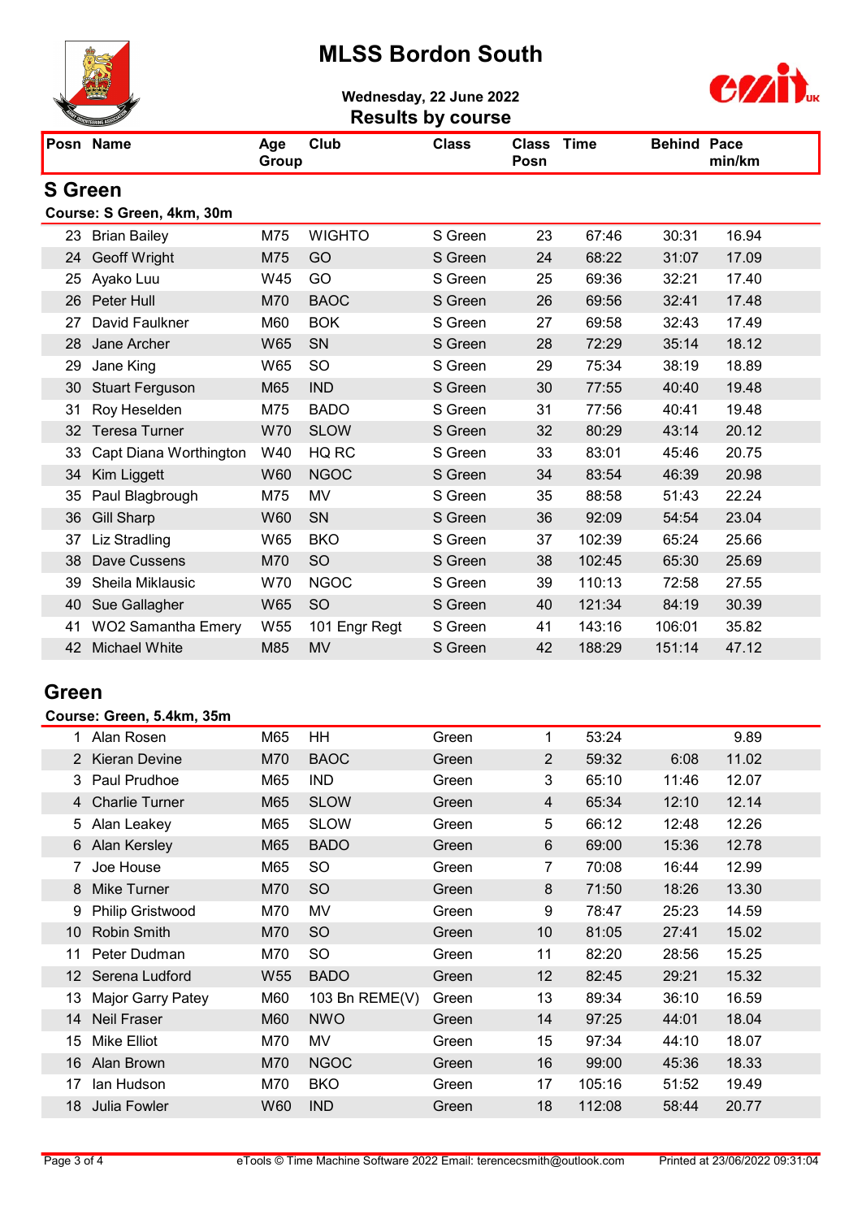# MLSS Bordon South

**Wednesday, 22 June 2022**

**Results by course**

## S Green

**Course: S Green, 4km, 30m**

| Posn | Name | Age Group | Club | Class | Class Posn | Time | Behind | Pace min/km |
|---|---|---|---|---|---|---|---|---|
| 23 | Brian Bailey | M75 | WIGHTO | S Green | 23 | 67:46 | 30:31 | 16.94 |
| 24 | Geoff Wright | M75 | GO | S Green | 24 | 68:22 | 31:07 | 17.09 |
| 25 | Ayako Luu | W45 | GO | S Green | 25 | 69:36 | 32:21 | 17.40 |
| 26 | Peter Hull | M70 | BAOC | S Green | 26 | 69:56 | 32:41 | 17.48 |
| 27 | David Faulkner | M60 | BOK | S Green | 27 | 69:58 | 32:43 | 17.49 |
| 28 | Jane Archer | W65 | SN | S Green | 28 | 72:29 | 35:14 | 18.12 |
| 29 | Jane King | W65 | SO | S Green | 29 | 75:34 | 38:19 | 18.89 |
| 30 | Stuart Ferguson | M65 | IND | S Green | 30 | 77:55 | 40:40 | 19.48 |
| 31 | Roy Heselden | M75 | BADO | S Green | 31 | 77:56 | 40:41 | 19.48 |
| 32 | Teresa Turner | W70 | SLOW | S Green | 32 | 80:29 | 43:14 | 20.12 |
| 33 | Capt Diana Worthington | W40 | HQ RC | S Green | 33 | 83:01 | 45:46 | 20.75 |
| 34 | Kim Liggett | W60 | NGOC | S Green | 34 | 83:54 | 46:39 | 20.98 |
| 35 | Paul Blagbrough | M75 | MV | S Green | 35 | 88:58 | 51:43 | 22.24 |
| 36 | Gill Sharp | W60 | SN | S Green | 36 | 92:09 | 54:54 | 23.04 |
| 37 | Liz Stradling | W65 | BKO | S Green | 37 | 102:39 | 65:24 | 25.66 |
| 38 | Dave Cussens | M70 | SO | S Green | 38 | 102:45 | 65:30 | 25.69 |
| 39 | Sheila Miklausic | W70 | NGOC | S Green | 39 | 110:13 | 72:58 | 27.55 |
| 40 | Sue Gallagher | W65 | SO | S Green | 40 | 121:34 | 84:19 | 30.39 |
| 41 | WO2 Samantha Emery | W55 | 101 Engr Regt | S Green | 41 | 143:16 | 106:01 | 35.82 |
| 42 | Michael White | M85 | MV | S Green | 42 | 188:29 | 151:14 | 47.12 |

## Green

**Course: Green, 5.4km, 35m**

| Posn | Name | Age Group | Club | Class | Class Posn | Time | Behind | Pace min/km |
|---|---|---|---|---|---|---|---|---|
| 1 | Alan Rosen | M65 | HH | Green | 1 | 53:24 | | 9.89 |
| 2 | Kieran Devine | M70 | BAOC | Green | 2 | 59:32 | 6:08 | 11.02 |
| 3 | Paul Prudhoe | M65 | IND | Green | 3 | 65:10 | 11:46 | 12.07 |
| 4 | Charlie Turner | M65 | SLOW | Green | 4 | 65:34 | 12:10 | 12.14 |
| 5 | Alan Leakey | M65 | SLOW | Green | 5 | 66:12 | 12:48 | 12.26 |
| 6 | Alan Kersley | M65 | BADO | Green | 6 | 69:00 | 15:36 | 12.78 |
| 7 | Joe House | M65 | SO | Green | 7 | 70:08 | 16:44 | 12.99 |
| 8 | Mike Turner | M70 | SO | Green | 8 | 71:50 | 18:26 | 13.30 |
| 9 | Philip Gristwood | M70 | MV | Green | 9 | 78:47 | 25:23 | 14.59 |
| 10 | Robin Smith | M70 | SO | Green | 10 | 81:05 | 27:41 | 15.02 |
| 11 | Peter Dudman | M70 | SO | Green | 11 | 82:20 | 28:56 | 15.25 |
| 12 | Serena Ludford | W55 | BADO | Green | 12 | 82:45 | 29:21 | 15.32 |
| 13 | Major Garry Patey | M60 | 103 Bn REME(V) | Green | 13 | 89:34 | 36:10 | 16.59 |
| 14 | Neil Fraser | M60 | NWO | Green | 14 | 97:25 | 44:01 | 18.04 |
| 15 | Mike Elliot | M70 | MV | Green | 15 | 97:34 | 44:10 | 18.07 |
| 16 | Alan Brown | M70 | NGOC | Green | 16 | 99:00 | 45:36 | 18.33 |
| 17 | Ian Hudson | M70 | BKO | Green | 17 | 105:16 | 51:52 | 19.49 |
| 18 | Julia Fowler | W60 | IND | Green | 18 | 112:08 | 58:44 | 20.77 |

eTools © Time Machine Software 2022 Email: terencecsmith@outlook.com

Printed at 23/06/2022 09:31:04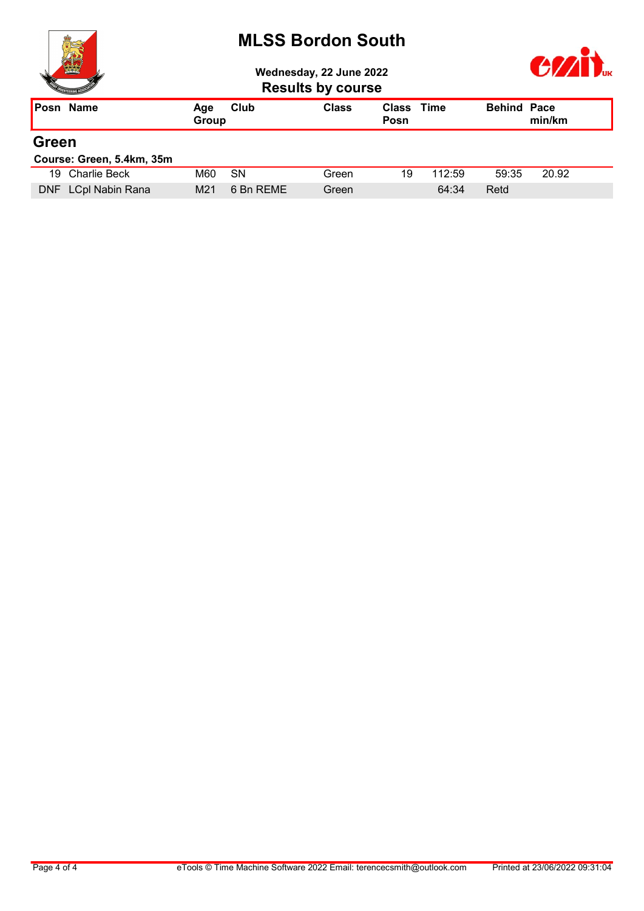# MLSS Bordon South

**Wednesday, 22 June 2022**

**Results by course**

| Posn | Name | Age Group | Club | Class | Class Posn | Time | Behind | Pace min/km |
|---|---|---|---|---|---|---|---|---|

## Green

**Course: Green, 5.4km, 35m**

| Posn | Name | Age Group | Club | Class | Class Posn | Time | Behind | Pace min/km |
|---|---|---|---|---|---|---|---|---|
| 19 | Charlie Beck | M60 | SN | Green | 19 | 112:59 | 59:35 | 20.92 |
| DNF | LCpl Nabin Rana | M21 | 6 Bn REME | Green | | 64:34 | Retd | |